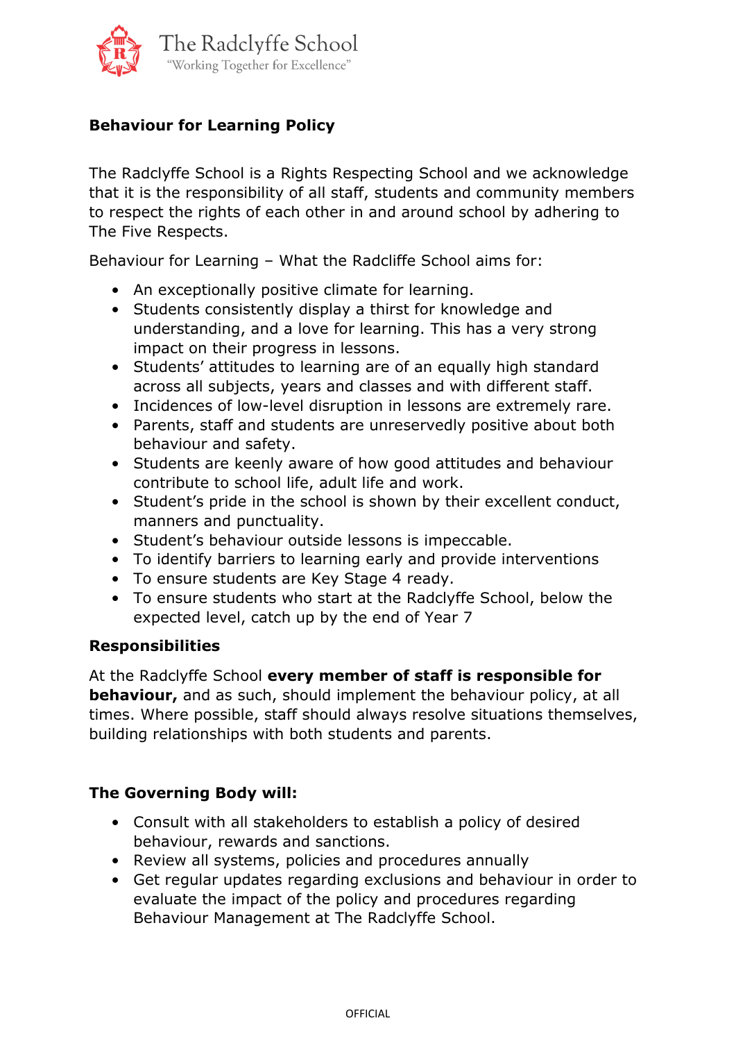The Radclyffe School
"Working Together for Excellence"

# Behaviour for Learning Policy

The Radclyffe School is a Rights Respecting School and we acknowledge that it is the responsibility of all staff, students and community members to respect the rights of each other in and around school by adhering to The Five Respects.

Behaviour for Learning – What the Radcliffe School aims for:

- An exceptionally positive climate for learning.
- Students consistently display a thirst for knowledge and understanding, and a love for learning. This has a very strong impact on their progress in lessons.
- Students' attitudes to learning are of an equally high standard across all subjects, years and classes and with different staff.
- Incidences of low-level disruption in lessons are extremely rare.
- Parents, staff and students are unreservedly positive about both behaviour and safety.
- Students are keenly aware of how good attitudes and behaviour contribute to school life, adult life and work.
- Student's pride in the school is shown by their excellent conduct, manners and punctuality.
- Student's behaviour outside lessons is impeccable.
- To identify barriers to learning early and provide interventions
- To ensure students are Key Stage 4 ready.
- To ensure students who start at the Radclyffe School, below the expected level, catch up by the end of Year 7

## Responsibilities

At the Radclyffe School **every member of staff is responsible for behaviour,** and as such, should implement the behaviour policy, at all times. Where possible, staff should always resolve situations themselves, building relationships with both students and parents.

## The Governing Body will:

- Consult with all stakeholders to establish a policy of desired behaviour, rewards and sanctions.
- Review all systems, policies and procedures annually
- Get regular updates regarding exclusions and behaviour in order to evaluate the impact of the policy and procedures regarding Behaviour Management at The Radclyffe School.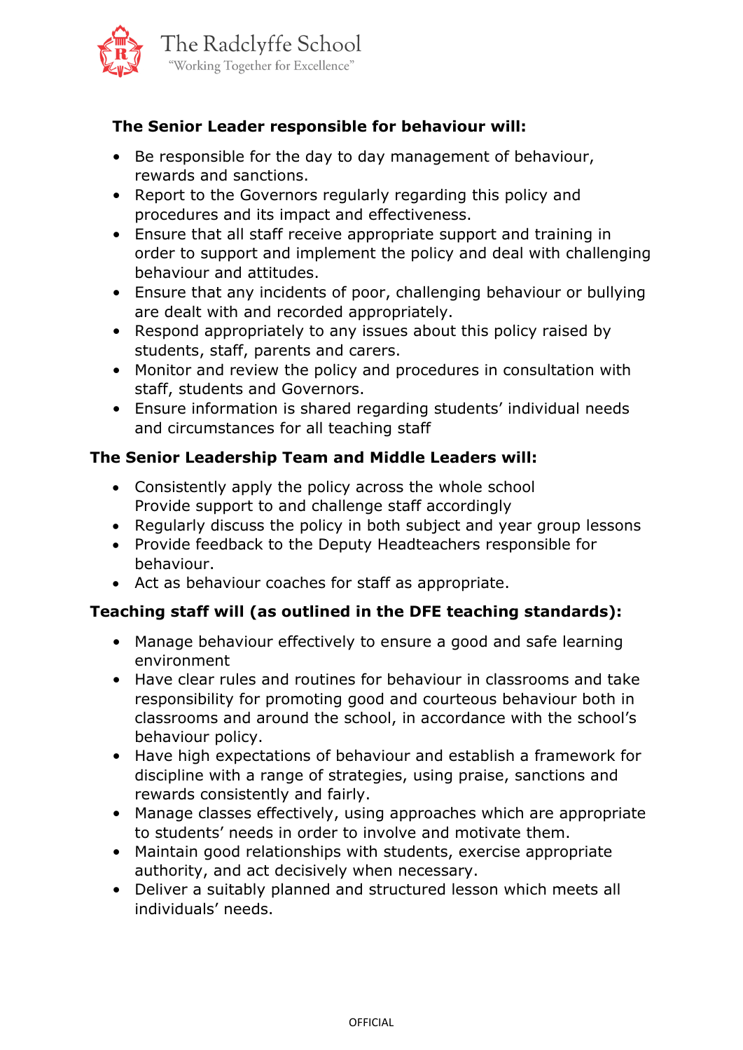**The Senior Leader responsible for behaviour will:**

- Be responsible for the day to day management of behaviour, rewards and sanctions.
- Report to the Governors regularly regarding this policy and procedures and its impact and effectiveness.
- Ensure that all staff receive appropriate support and training in order to support and implement the policy and deal with challenging behaviour and attitudes.
- Ensure that any incidents of poor, challenging behaviour or bullying are dealt with and recorded appropriately.
- Respond appropriately to any issues about this policy raised by students, staff, parents and carers.
- Monitor and review the policy and procedures in consultation with staff, students and Governors.
- Ensure information is shared regarding students' individual needs and circumstances for all teaching staff

**The Senior Leadership Team and Middle Leaders will:**

- Consistently apply the policy across the whole school
  Provide support to and challenge staff accordingly
- Regularly discuss the policy in both subject and year group lessons
- Provide feedback to the Deputy Headteachers responsible for behaviour.
- Act as behaviour coaches for staff as appropriate.

**Teaching staff will (as outlined in the DFE teaching standards):**

- Manage behaviour effectively to ensure a good and safe learning environment
- Have clear rules and routines for behaviour in classrooms and take responsibility for promoting good and courteous behaviour both in classrooms and around the school, in accordance with the school's behaviour policy.
- Have high expectations of behaviour and establish a framework for discipline with a range of strategies, using praise, sanctions and rewards consistently and fairly.
- Manage classes effectively, using approaches which are appropriate to students' needs in order to involve and motivate them.
- Maintain good relationships with students, exercise appropriate authority, and act decisively when necessary.
- Deliver a suitably planned and structured lesson which meets all individuals' needs.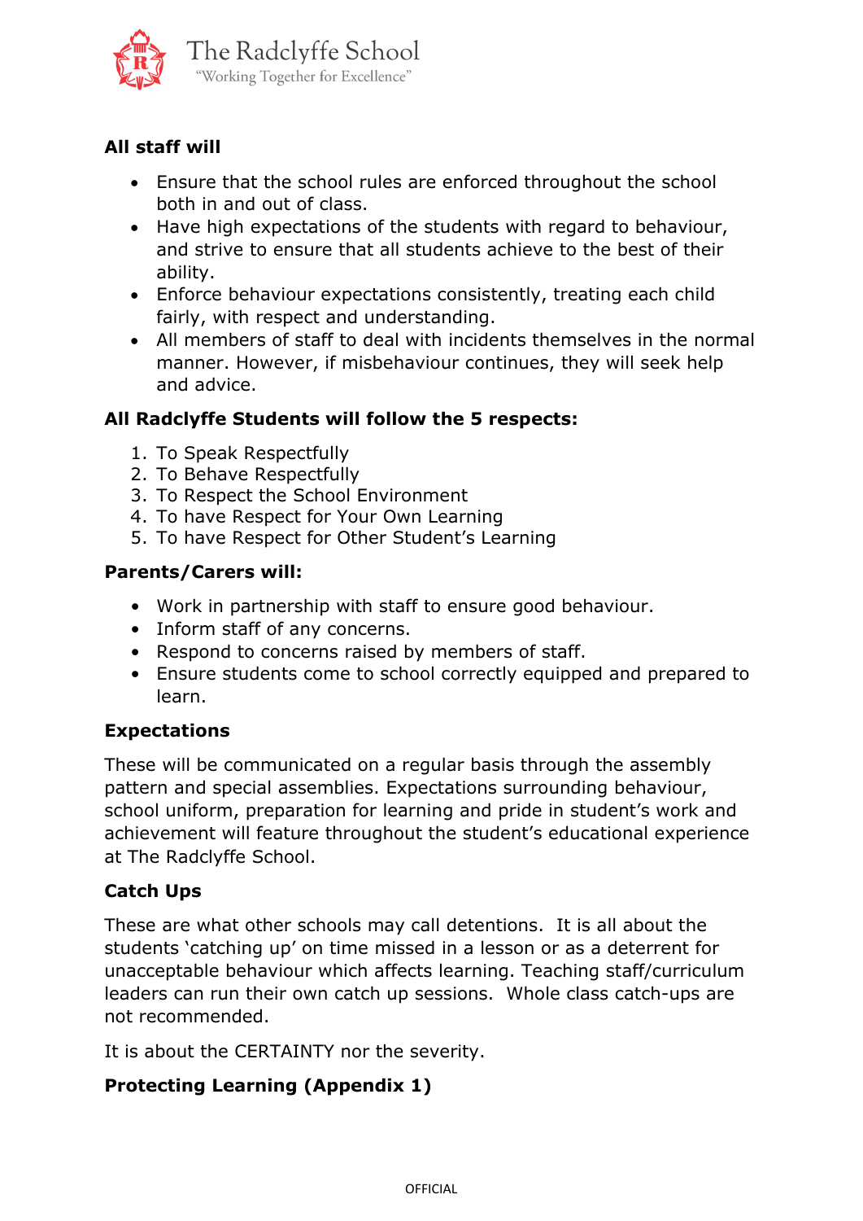**All staff will**

- Ensure that the school rules are enforced throughout the school both in and out of class.
- Have high expectations of the students with regard to behaviour, and strive to ensure that all students achieve to the best of their ability.
- Enforce behaviour expectations consistently, treating each child fairly, with respect and understanding.
- All members of staff to deal with incidents themselves in the normal manner. However, if misbehaviour continues, they will seek help and advice.

**All Radclyffe Students will follow the 5 respects:**

1. To Speak Respectfully
2. To Behave Respectfully
3. To Respect the School Environment
4. To have Respect for Your Own Learning
5. To have Respect for Other Student's Learning

**Parents/Carers will:**

- Work in partnership with staff to ensure good behaviour.
- Inform staff of any concerns.
- Respond to concerns raised by members of staff.
- Ensure students come to school correctly equipped and prepared to learn.

**Expectations**

These will be communicated on a regular basis through the assembly pattern and special assemblies. Expectations surrounding behaviour, school uniform, preparation for learning and pride in student's work and achievement will feature throughout the student's educational experience at The Radclyffe School.

**Catch Ups**

These are what other schools may call detentions. It is all about the students 'catching up' on time missed in a lesson or as a deterrent for unacceptable behaviour which affects learning. Teaching staff/curriculum leaders can run their own catch up sessions. Whole class catch-ups are not recommended.

It is about the CERTAINTY nor the severity.

**Protecting Learning (Appendix 1)**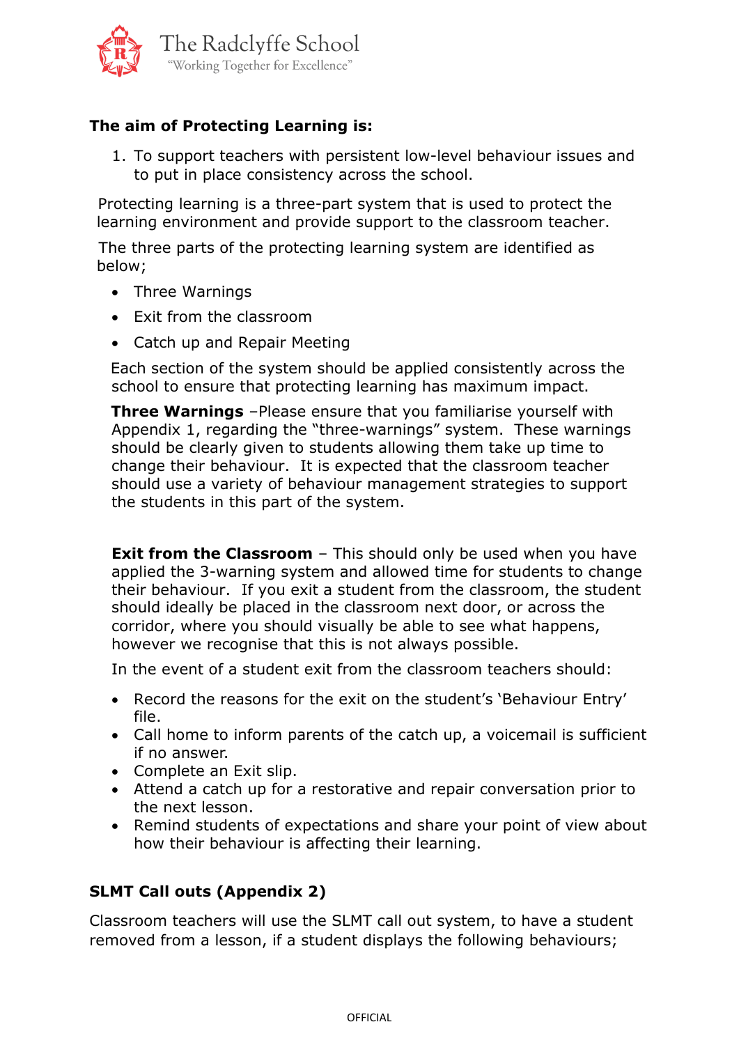**The aim of Protecting Learning is:**

1. To support teachers with persistent low-level behaviour issues and to put in place consistency across the school.

Protecting learning is a three-part system that is used to protect the learning environment and provide support to the classroom teacher.

The three parts of the protecting learning system are identified as below;

- Three Warnings
- Exit from the classroom
- Catch up and Repair Meeting

Each section of the system should be applied consistently across the school to ensure that protecting learning has maximum impact.

**Three Warnings** –Please ensure that you familiarise yourself with Appendix 1, regarding the "three-warnings" system. These warnings should be clearly given to students allowing them take up time to change their behaviour. It is expected that the classroom teacher should use a variety of behaviour management strategies to support the students in this part of the system.

**Exit from the Classroom** – This should only be used when you have applied the 3-warning system and allowed time for students to change their behaviour. If you exit a student from the classroom, the student should ideally be placed in the classroom next door, or across the corridor, where you should visually be able to see what happens, however we recognise that this is not always possible.

In the event of a student exit from the classroom teachers should:

- Record the reasons for the exit on the student's 'Behaviour Entry' file.
- Call home to inform parents of the catch up, a voicemail is sufficient if no answer.
- Complete an Exit slip.
- Attend a catch up for a restorative and repair conversation prior to the next lesson.
- Remind students of expectations and share your point of view about how their behaviour is affecting their learning.

**SLMT Call outs (Appendix 2)**

Classroom teachers will use the SLMT call out system, to have a student removed from a lesson, if a student displays the following behaviours;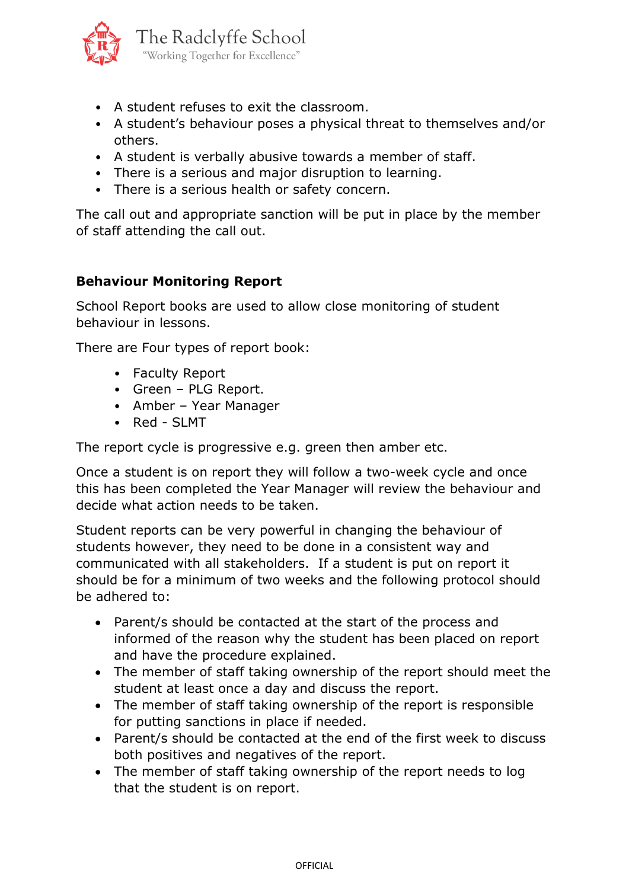- A student refuses to exit the classroom.
- A student's behaviour poses a physical threat to themselves and/or others.
- A student is verbally abusive towards a member of staff.
- There is a serious and major disruption to learning.
- There is a serious health or safety concern.

The call out and appropriate sanction will be put in place by the member of staff attending the call out.

**Behaviour Monitoring Report**

School Report books are used to allow close monitoring of student behaviour in lessons.

There are Four types of report book:

- Faculty Report
- Green – PLG Report.
- Amber – Year Manager
- Red - SLMT

The report cycle is progressive e.g. green then amber etc.

Once a student is on report they will follow a two-week cycle and once this has been completed the Year Manager will review the behaviour and decide what action needs to be taken.

Student reports can be very powerful in changing the behaviour of students however, they need to be done in a consistent way and communicated with all stakeholders. If a student is put on report it should be for a minimum of two weeks and the following protocol should be adhered to:

- Parent/s should be contacted at the start of the process and informed of the reason why the student has been placed on report and have the procedure explained.
- The member of staff taking ownership of the report should meet the student at least once a day and discuss the report.
- The member of staff taking ownership of the report is responsible for putting sanctions in place if needed.
- Parent/s should be contacted at the end of the first week to discuss both positives and negatives of the report.
- The member of staff taking ownership of the report needs to log that the student is on report.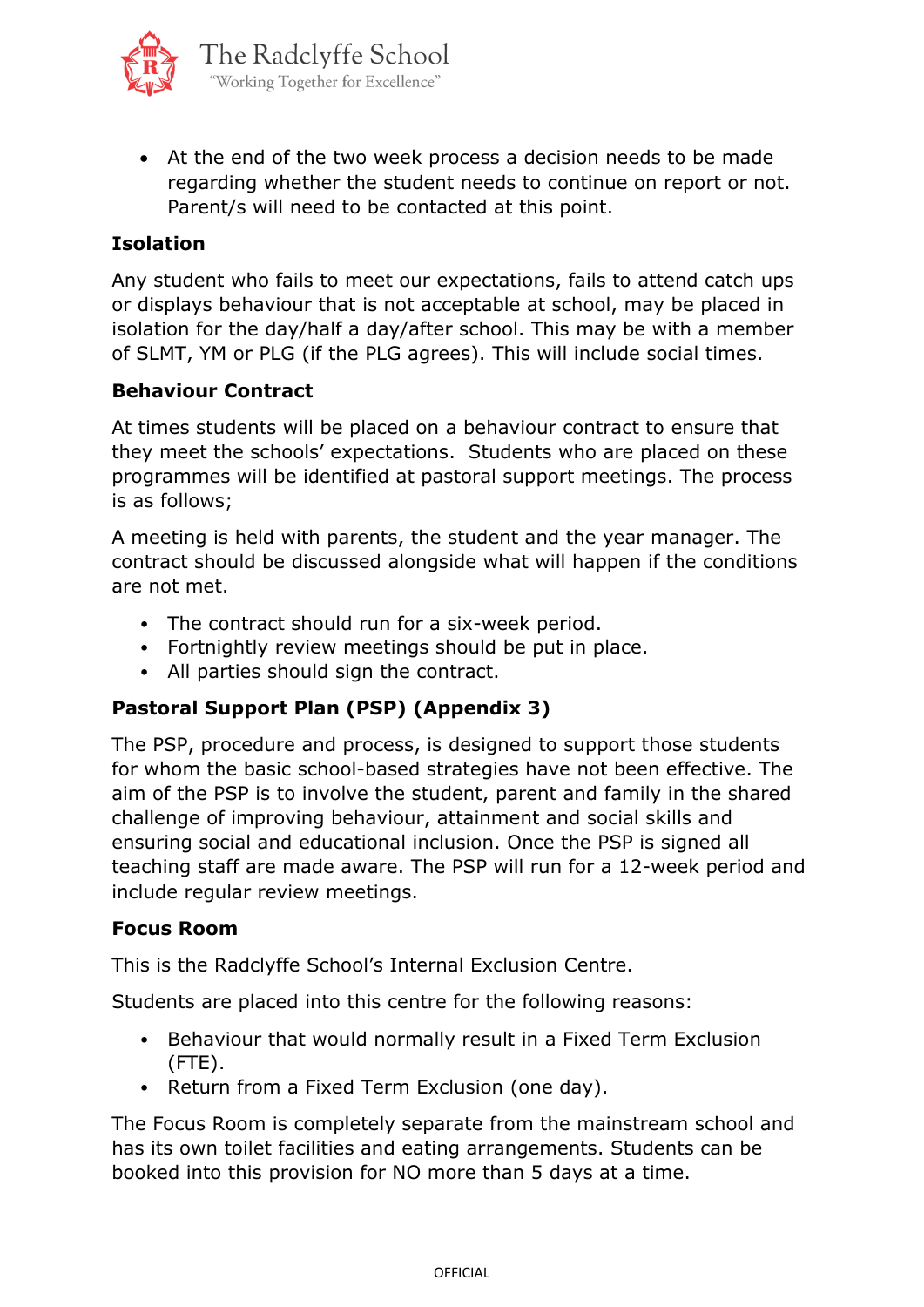- At the end of the two week process a decision needs to be made regarding whether the student needs to continue on report or not. Parent/s will need to be contacted at this point.

**Isolation**

Any student who fails to meet our expectations, fails to attend catch ups or displays behaviour that is not acceptable at school, may be placed in isolation for the day/half a day/after school. This may be with a member of SLMT, YM or PLG (if the PLG agrees). This will include social times.

**Behaviour Contract**

At times students will be placed on a behaviour contract to ensure that they meet the schools' expectations. Students who are placed on these programmes will be identified at pastoral support meetings. The process is as follows;

A meeting is held with parents, the student and the year manager. The contract should be discussed alongside what will happen if the conditions are not met.

- The contract should run for a six-week period.
- Fortnightly review meetings should be put in place.
- All parties should sign the contract.

**Pastoral Support Plan (PSP) (Appendix 3)**

The PSP, procedure and process, is designed to support those students for whom the basic school-based strategies have not been effective. The aim of the PSP is to involve the student, parent and family in the shared challenge of improving behaviour, attainment and social skills and ensuring social and educational inclusion. Once the PSP is signed all teaching staff are made aware. The PSP will run for a 12-week period and include regular review meetings.

**Focus Room**

This is the Radclyffe School's Internal Exclusion Centre.

Students are placed into this centre for the following reasons:

- Behaviour that would normally result in a Fixed Term Exclusion (FTE).
- Return from a Fixed Term Exclusion (one day).

The Focus Room is completely separate from the mainstream school and has its own toilet facilities and eating arrangements. Students can be booked into this provision for NO more than 5 days at a time.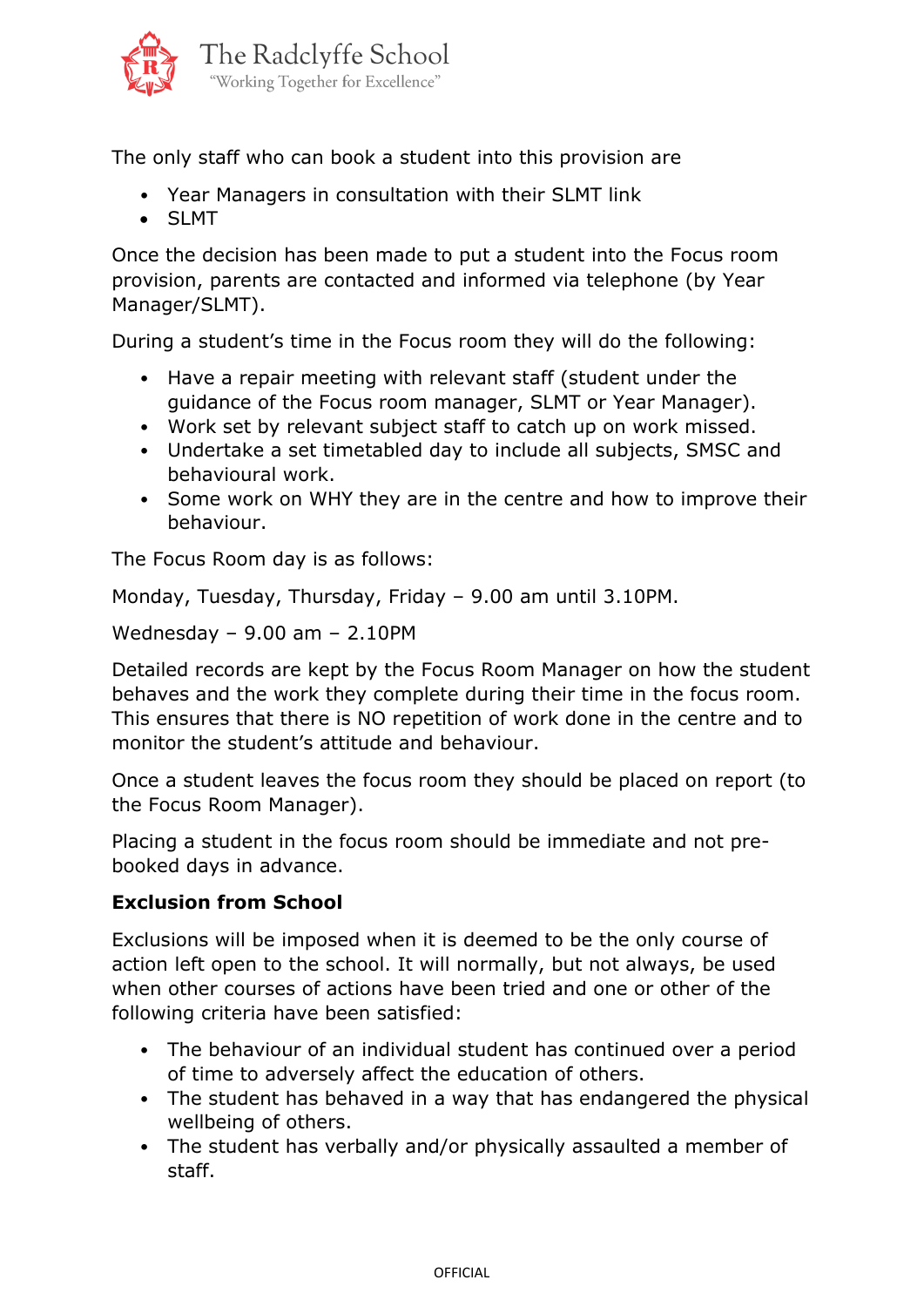The only staff who can book a student into this provision are

- Year Managers in consultation with their SLMT link
- SLMT

Once the decision has been made to put a student into the Focus room provision, parents are contacted and informed via telephone (by Year Manager/SLMT).

During a student's time in the Focus room they will do the following:

- Have a repair meeting with relevant staff (student under the guidance of the Focus room manager, SLMT or Year Manager).
- Work set by relevant subject staff to catch up on work missed.
- Undertake a set timetabled day to include all subjects, SMSC and behavioural work.
- Some work on WHY they are in the centre and how to improve their behaviour.

The Focus Room day is as follows:

Monday, Tuesday, Thursday, Friday – 9.00 am until 3.10PM.

Wednesday – 9.00 am – 2.10PM

Detailed records are kept by the Focus Room Manager on how the student behaves and the work they complete during their time in the focus room. This ensures that there is NO repetition of work done in the centre and to monitor the student's attitude and behaviour.

Once a student leaves the focus room they should be placed on report (to the Focus Room Manager).

Placing a student in the focus room should be immediate and not pre-booked days in advance.

**Exclusion from School**

Exclusions will be imposed when it is deemed to be the only course of action left open to the school. It will normally, but not always, be used when other courses of actions have been tried and one or other of the following criteria have been satisfied:

- The behaviour of an individual student has continued over a period of time to adversely affect the education of others.
- The student has behaved in a way that has endangered the physical wellbeing of others.
- The student has verbally and/or physically assaulted a member of staff.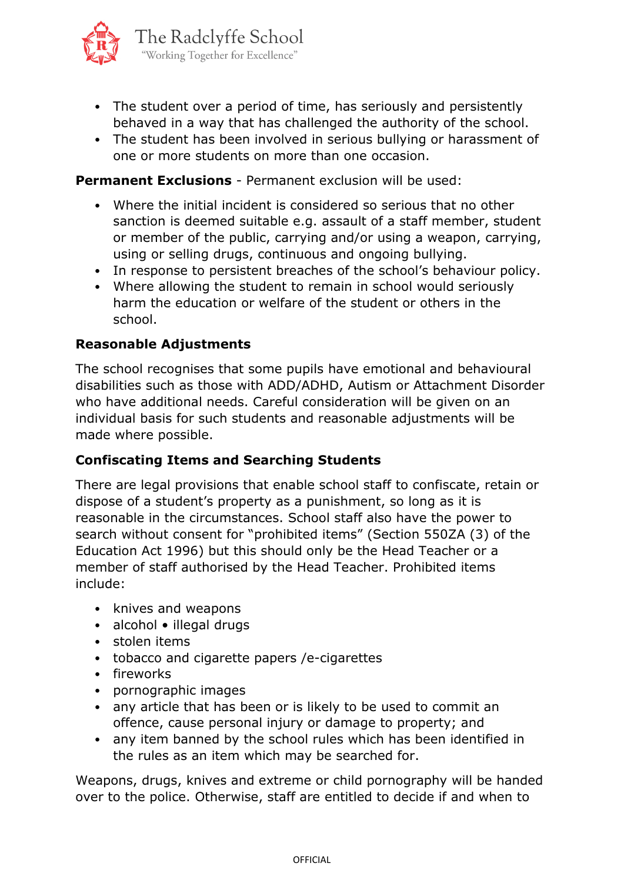- The student over a period of time, has seriously and persistently behaved in a way that has challenged the authority of the school.
- The student has been involved in serious bullying or harassment of one or more students on more than one occasion.

**Permanent Exclusions** - Permanent exclusion will be used:

- Where the initial incident is considered so serious that no other sanction is deemed suitable e.g. assault of a staff member, student or member of the public, carrying and/or using a weapon, carrying, using or selling drugs, continuous and ongoing bullying.
- In response to persistent breaches of the school's behaviour policy.
- Where allowing the student to remain in school would seriously harm the education or welfare of the student or others in the school.

**Reasonable Adjustments**

The school recognises that some pupils have emotional and behavioural disabilities such as those with ADD/ADHD, Autism or Attachment Disorder who have additional needs. Careful consideration will be given on an individual basis for such students and reasonable adjustments will be made where possible.

**Confiscating Items and Searching Students**

There are legal provisions that enable school staff to confiscate, retain or dispose of a student's property as a punishment, so long as it is reasonable in the circumstances. School staff also have the power to search without consent for "prohibited items" (Section 550ZA (3) of the Education Act 1996) but this should only be the Head Teacher or a member of staff authorised by the Head Teacher. Prohibited items include:

- knives and weapons
- alcohol • illegal drugs
- stolen items
- tobacco and cigarette papers /e-cigarettes
- fireworks
- pornographic images
- any article that has been or is likely to be used to commit an offence, cause personal injury or damage to property; and
- any item banned by the school rules which has been identified in the rules as an item which may be searched for.

Weapons, drugs, knives and extreme or child pornography will be handed over to the police. Otherwise, staff are entitled to decide if and when to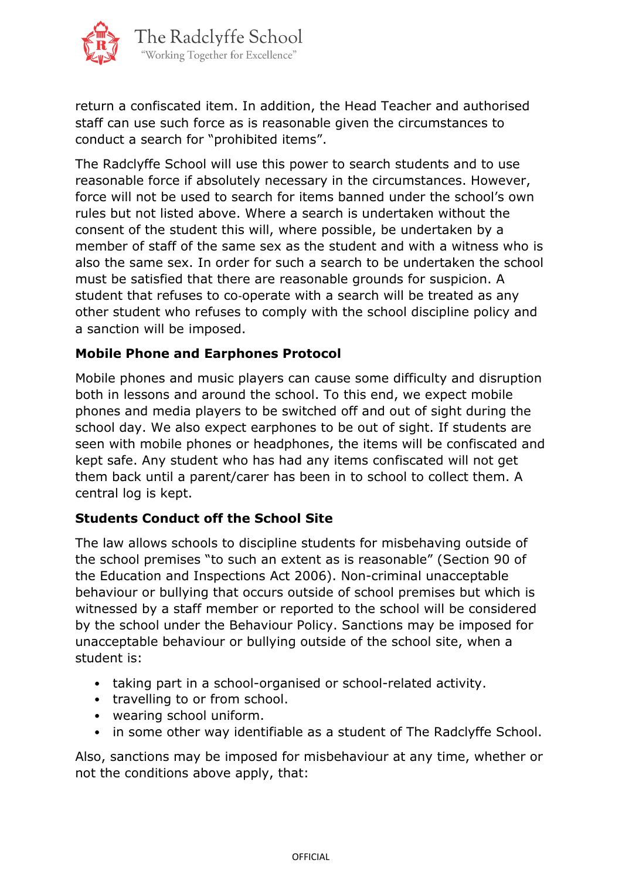return a confiscated item. In addition, the Head Teacher and authorised staff can use such force as is reasonable given the circumstances to conduct a search for "prohibited items".

The Radclyffe School will use this power to search students and to use reasonable force if absolutely necessary in the circumstances. However, force will not be used to search for items banned under the school's own rules but not listed above. Where a search is undertaken without the consent of the student this will, where possible, be undertaken by a member of staff of the same sex as the student and with a witness who is also the same sex. In order for such a search to be undertaken the school must be satisfied that there are reasonable grounds for suspicion. A student that refuses to co-operate with a search will be treated as any other student who refuses to comply with the school discipline policy and a sanction will be imposed.

**Mobile Phone and Earphones Protocol**

Mobile phones and music players can cause some difficulty and disruption both in lessons and around the school. To this end, we expect mobile phones and media players to be switched off and out of sight during the school day. We also expect earphones to be out of sight. If students are seen with mobile phones or headphones, the items will be confiscated and kept safe. Any student who has had any items confiscated will not get them back until a parent/carer has been in to school to collect them. A central log is kept.

**Students Conduct off the School Site**

The law allows schools to discipline students for misbehaving outside of the school premises "to such an extent as is reasonable" (Section 90 of the Education and Inspections Act 2006). Non-criminal unacceptable behaviour or bullying that occurs outside of school premises but which is witnessed by a staff member or reported to the school will be considered by the school under the Behaviour Policy. Sanctions may be imposed for unacceptable behaviour or bullying outside of the school site, when a student is:

- taking part in a school-organised or school-related activity.
- travelling to or from school.
- wearing school uniform.
- in some other way identifiable as a student of The Radclyffe School.

Also, sanctions may be imposed for misbehaviour at any time, whether or not the conditions above apply, that: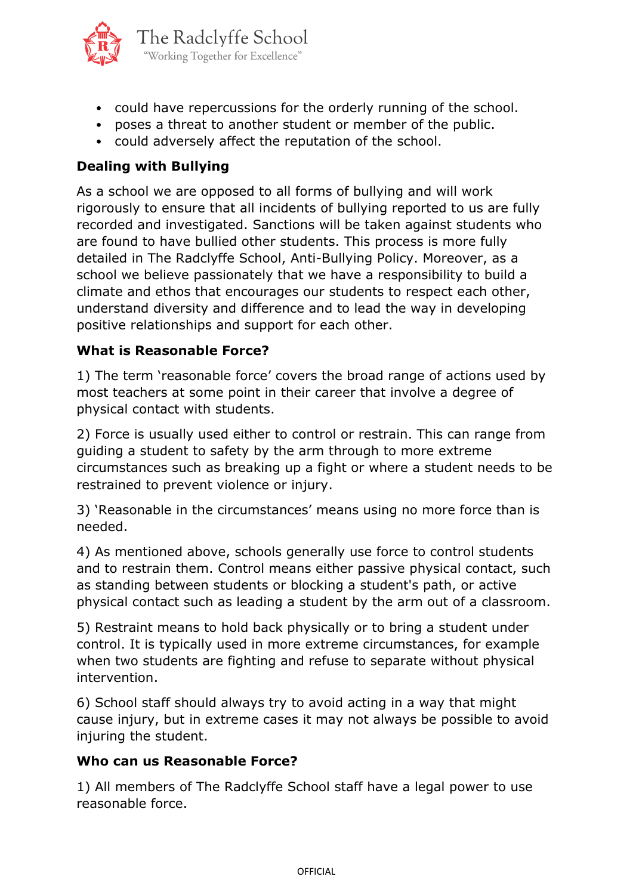- could have repercussions for the orderly running of the school.
- poses a threat to another student or member of the public.
- could adversely affect the reputation of the school.

**Dealing with Bullying**

As a school we are opposed to all forms of bullying and will work rigorously to ensure that all incidents of bullying reported to us are fully recorded and investigated. Sanctions will be taken against students who are found to have bullied other students. This process is more fully detailed in The Radclyffe School, Anti-Bullying Policy. Moreover, as a school we believe passionately that we have a responsibility to build a climate and ethos that encourages our students to respect each other, understand diversity and difference and to lead the way in developing positive relationships and support for each other.

**What is Reasonable Force?**

1) The term 'reasonable force' covers the broad range of actions used by most teachers at some point in their career that involve a degree of physical contact with students.

2) Force is usually used either to control or restrain. This can range from guiding a student to safety by the arm through to more extreme circumstances such as breaking up a fight or where a student needs to be restrained to prevent violence or injury.

3) 'Reasonable in the circumstances' means using no more force than is needed.

4) As mentioned above, schools generally use force to control students and to restrain them. Control means either passive physical contact, such as standing between students or blocking a student's path, or active physical contact such as leading a student by the arm out of a classroom.

5) Restraint means to hold back physically or to bring a student under control. It is typically used in more extreme circumstances, for example when two students are fighting and refuse to separate without physical intervention.

6) School staff should always try to avoid acting in a way that might cause injury, but in extreme cases it may not always be possible to avoid injuring the student.

**Who can us Reasonable Force?**

1) All members of The Radclyffe School staff have a legal power to use reasonable force.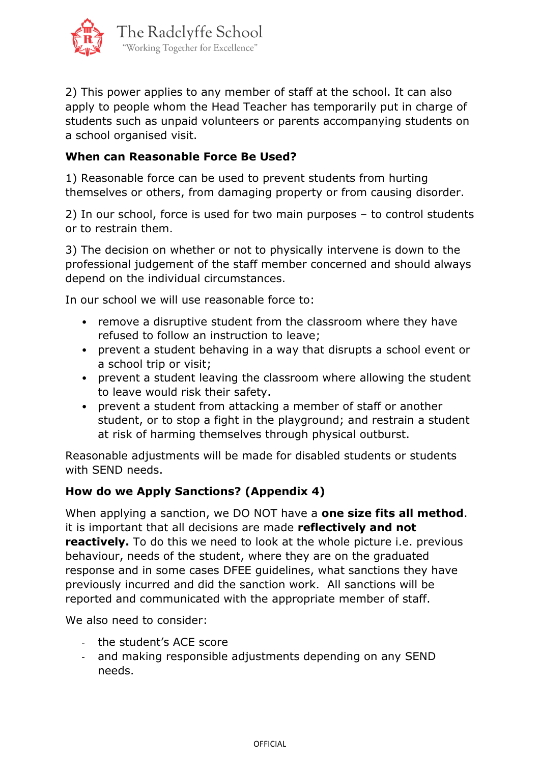2) This power applies to any member of staff at the school. It can also apply to people whom the Head Teacher has temporarily put in charge of students such as unpaid volunteers or parents accompanying students on a school organised visit.

**When can Reasonable Force Be Used?**

1) Reasonable force can be used to prevent students from hurting themselves or others, from damaging property or from causing disorder.

2) In our school, force is used for two main purposes – to control students or to restrain them.

3) The decision on whether or not to physically intervene is down to the professional judgement of the staff member concerned and should always depend on the individual circumstances.

In our school we will use reasonable force to:

- remove a disruptive student from the classroom where they have refused to follow an instruction to leave;
- prevent a student behaving in a way that disrupts a school event or a school trip or visit;
- prevent a student leaving the classroom where allowing the student to leave would risk their safety.
- prevent a student from attacking a member of staff or another student, or to stop a fight in the playground; and restrain a student at risk of harming themselves through physical outburst.

Reasonable adjustments will be made for disabled students or students with SEND needs.

**How do we Apply Sanctions? (Appendix 4)**

When applying a sanction, we DO NOT have a **one size fits all method**. it is important that all decisions are made **reflectively and not reactively.** To do this we need to look at the whole picture i.e. previous behaviour, needs of the student, where they are on the graduated response and in some cases DFEE guidelines, what sanctions they have previously incurred and did the sanction work. All sanctions will be reported and communicated with the appropriate member of staff.

We also need to consider:

- the student's ACE score
- and making responsible adjustments depending on any SEND needs.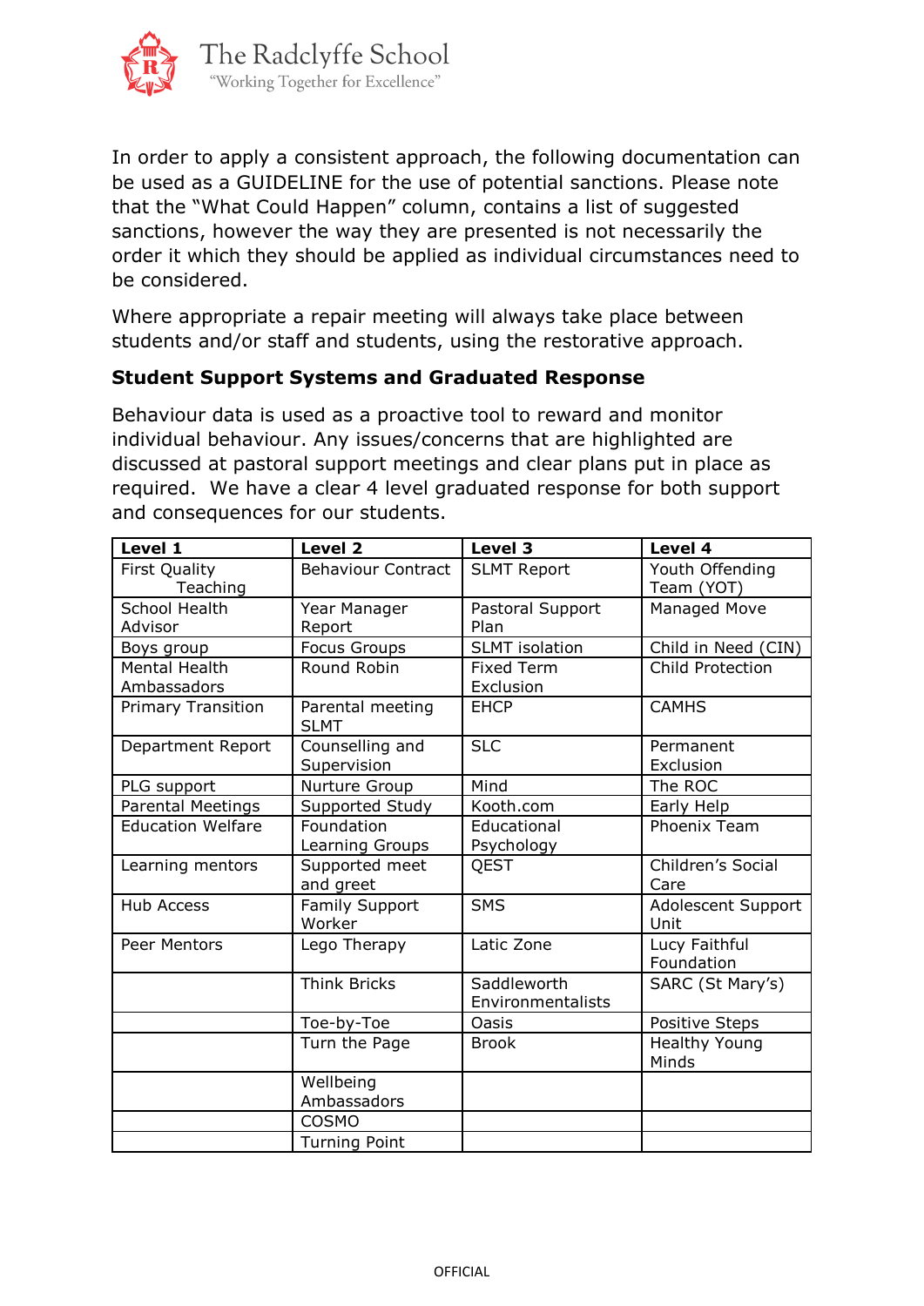In order to apply a consistent approach, the following documentation can be used as a GUIDELINE for the use of potential sanctions. Please note that the "What Could Happen" column, contains a list of suggested sanctions, however the way they are presented is not necessarily the order it which they should be applied as individual circumstances need to be considered.

Where appropriate a repair meeting will always take place between students and/or staff and students, using the restorative approach.

**Student Support Systems and Graduated Response**

Behaviour data is used as a proactive tool to reward and monitor individual behaviour. Any issues/concerns that are highlighted are discussed at pastoral support meetings and clear plans put in place as required. We have a clear 4 level graduated response for both support and consequences for our students.

| Level 1 | Level 2 | Level 3 | Level 4 |
|---|---|---|---|
| First Quality Teaching | Behaviour Contract | SLMT Report | Youth Offending Team (YOT) |
| School Health Advisor | Year Manager Report | Pastoral Support Plan | Managed Move |
| Boys group | Focus Groups | SLMT isolation | Child in Need (CIN) |
| Mental Health Ambassadors | Round Robin | Fixed Term Exclusion | Child Protection |
| Primary Transition | Parental meeting SLMT | EHCP | CAMHS |
| Department Report | Counselling and Supervision | SLC | Permanent Exclusion |
| PLG support | Nurture Group | Mind | The ROC |
| Parental Meetings | Supported Study | Kooth.com | Early Help |
| Education Welfare | Foundation Learning Groups | Educational Psychology | Phoenix Team |
| Learning mentors | Supported meet and greet | QEST | Children's Social Care |
| Hub Access | Family Support Worker | SMS | Adolescent Support Unit |
| Peer Mentors | Lego Therapy | Latic Zone | Lucy Faithful Foundation |
| | Think Bricks | Saddleworth Environmentalists | SARC (St Mary's) |
| | Toe-by-Toe | Oasis | Positive Steps |
| | Turn the Page | Brook | Healthy Young Minds |
| | Wellbeing Ambassadors | | |
| | COSMO | | |
| | Turning Point | | |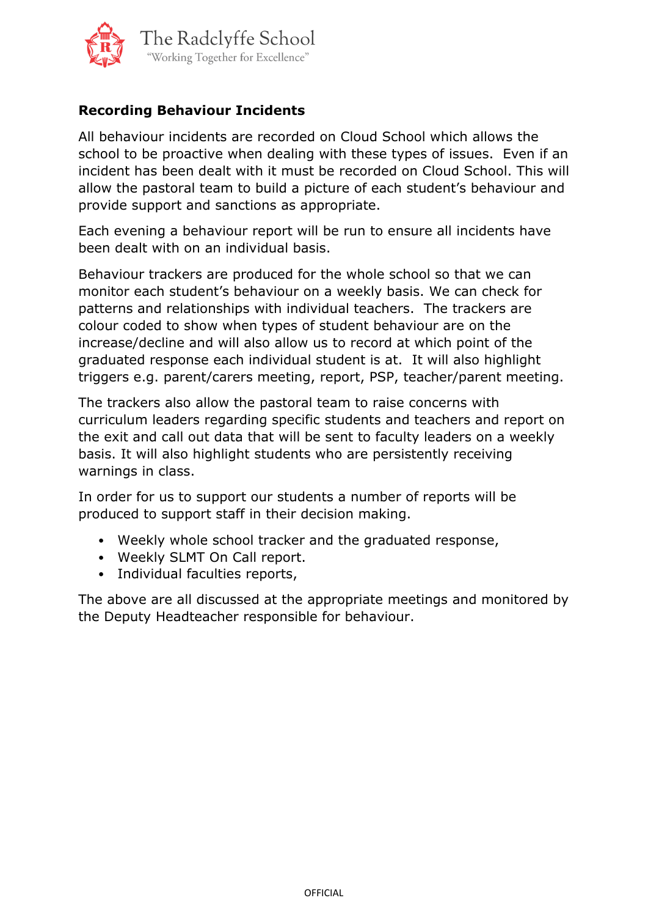**Recording Behaviour Incidents**

All behaviour incidents are recorded on Cloud School which allows the school to be proactive when dealing with these types of issues. Even if an incident has been dealt with it must be recorded on Cloud School. This will allow the pastoral team to build a picture of each student's behaviour and provide support and sanctions as appropriate.

Each evening a behaviour report will be run to ensure all incidents have been dealt with on an individual basis.

Behaviour trackers are produced for the whole school so that we can monitor each student's behaviour on a weekly basis. We can check for patterns and relationships with individual teachers. The trackers are colour coded to show when types of student behaviour are on the increase/decline and will also allow us to record at which point of the graduated response each individual student is at. It will also highlight triggers e.g. parent/carers meeting, report, PSP, teacher/parent meeting.

The trackers also allow the pastoral team to raise concerns with curriculum leaders regarding specific students and teachers and report on the exit and call out data that will be sent to faculty leaders on a weekly basis. It will also highlight students who are persistently receiving warnings in class.

In order for us to support our students a number of reports will be produced to support staff in their decision making.

- Weekly whole school tracker and the graduated response,
- Weekly SLMT On Call report.
- Individual faculties reports,

The above are all discussed at the appropriate meetings and monitored by the Deputy Headteacher responsible for behaviour.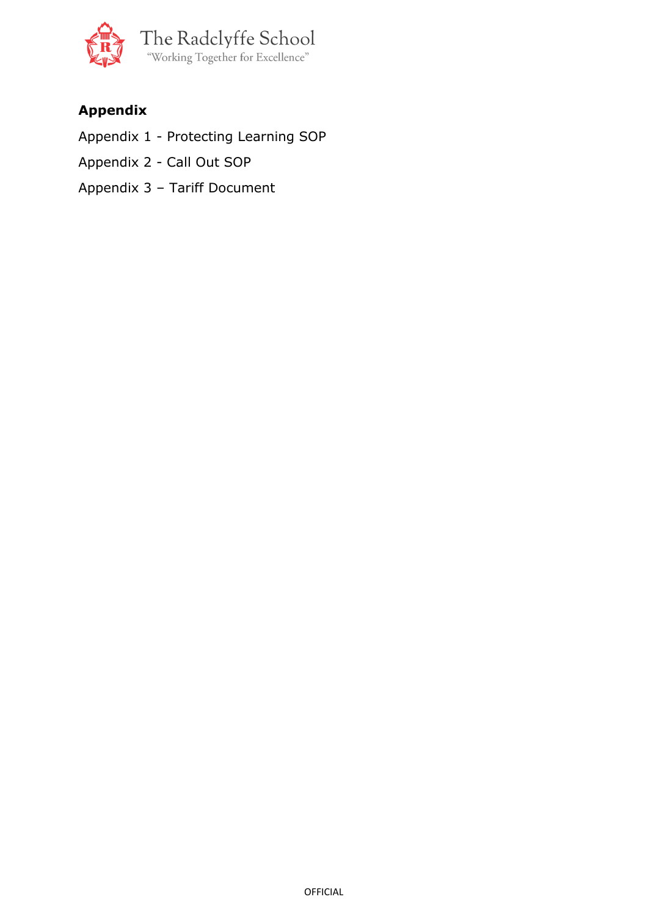**Appendix**

Appendix 1 - Protecting Learning SOP

Appendix 2 - Call Out SOP

Appendix 3 – Tariff Document